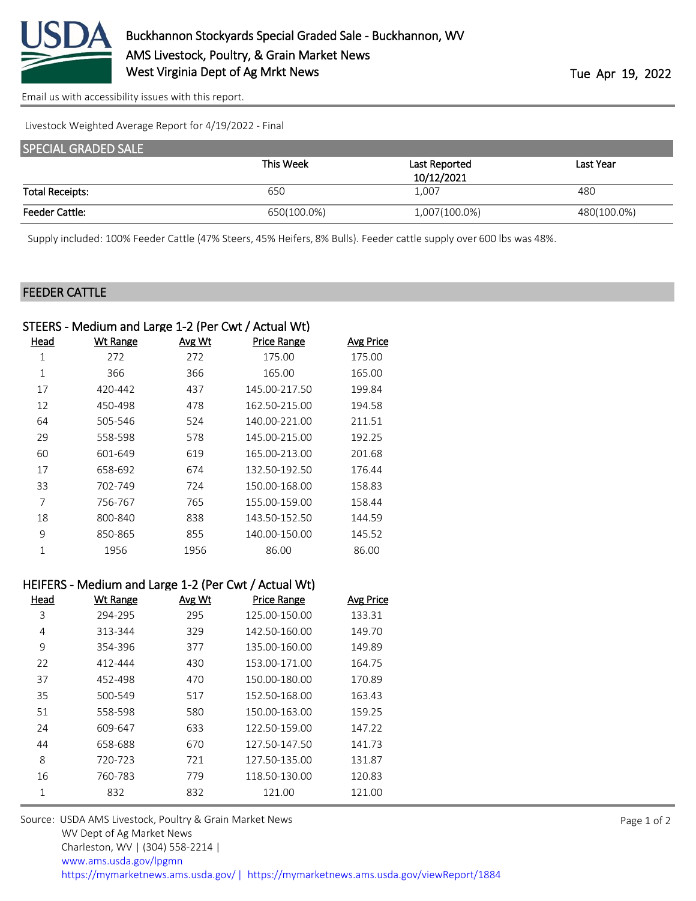# Buckhannon Stockyards Special Graded Sale - Buckhannon, WV

AMS Livestock, Poultry, & Grain Market News

West Virginia Dept of Ag Mrkt News

Tue Apr 19, 2022

Email us with accessibility issues with this report.

Livestock Weighted Average Report for 4/19/2022 - Final

## SPECIAL GRADED SALE

| | This Week | Last Reported 10/12/2021 | Last Year |
|---|---|---|---|
| Total Receipts: | 650 | 1,007 | 480 |
| Feeder Cattle: | 650(100.0%) | 1,007(100.0%) | 480(100.0%) |

Supply included: 100% Feeder Cattle (47% Steers, 45% Heifers, 8% Bulls). Feeder cattle supply over 600 lbs was 48%.

## FEEDER CATTLE

### STEERS - Medium and Large 1-2 (Per Cwt / Actual Wt)

| Head | Wt Range | Avg Wt | Price Range | Avg Price |
|---|---|---|---|---|
| 1 | 272 | 272 | 175.00 | 175.00 |
| 1 | 366 | 366 | 165.00 | 165.00 |
| 17 | 420-442 | 437 | 145.00-217.50 | 199.84 |
| 12 | 450-498 | 478 | 162.50-215.00 | 194.58 |
| 64 | 505-546 | 524 | 140.00-221.00 | 211.51 |
| 29 | 558-598 | 578 | 145.00-215.00 | 192.25 |
| 60 | 601-649 | 619 | 165.00-213.00 | 201.68 |
| 17 | 658-692 | 674 | 132.50-192.50 | 176.44 |
| 33 | 702-749 | 724 | 150.00-168.00 | 158.83 |
| 7 | 756-767 | 765 | 155.00-159.00 | 158.44 |
| 18 | 800-840 | 838 | 143.50-152.50 | 144.59 |
| 9 | 850-865 | 855 | 140.00-150.00 | 145.52 |
| 1 | 1956 | 1956 | 86.00 | 86.00 |

### HEIFERS - Medium and Large 1-2 (Per Cwt / Actual Wt)

| Head | Wt Range | Avg Wt | Price Range | Avg Price |
|---|---|---|---|---|
| 3 | 294-295 | 295 | 125.00-150.00 | 133.31 |
| 4 | 313-344 | 329 | 142.50-160.00 | 149.70 |
| 9 | 354-396 | 377 | 135.00-160.00 | 149.89 |
| 22 | 412-444 | 430 | 153.00-171.00 | 164.75 |
| 37 | 452-498 | 470 | 150.00-180.00 | 170.89 |
| 35 | 500-549 | 517 | 152.50-168.00 | 163.43 |
| 51 | 558-598 | 580 | 150.00-163.00 | 159.25 |
| 24 | 609-647 | 633 | 122.50-159.00 | 147.22 |
| 44 | 658-688 | 670 | 127.50-147.50 | 141.73 |
| 8 | 720-723 | 721 | 127.50-135.00 | 131.87 |
| 16 | 760-783 | 779 | 118.50-130.00 | 120.83 |
| 1 | 832 | 832 | 121.00 | 121.00 |

Source: USDA AMS Livestock, Poultry & Grain Market News
WV Dept of Ag Market News
Charleston, WV | (304) 558-2214 |
www.ams.usda.gov/lpgmn
https://mymarketnews.ams.usda.gov/ | https://mymarketnews.ams.usda.gov/viewReport/1884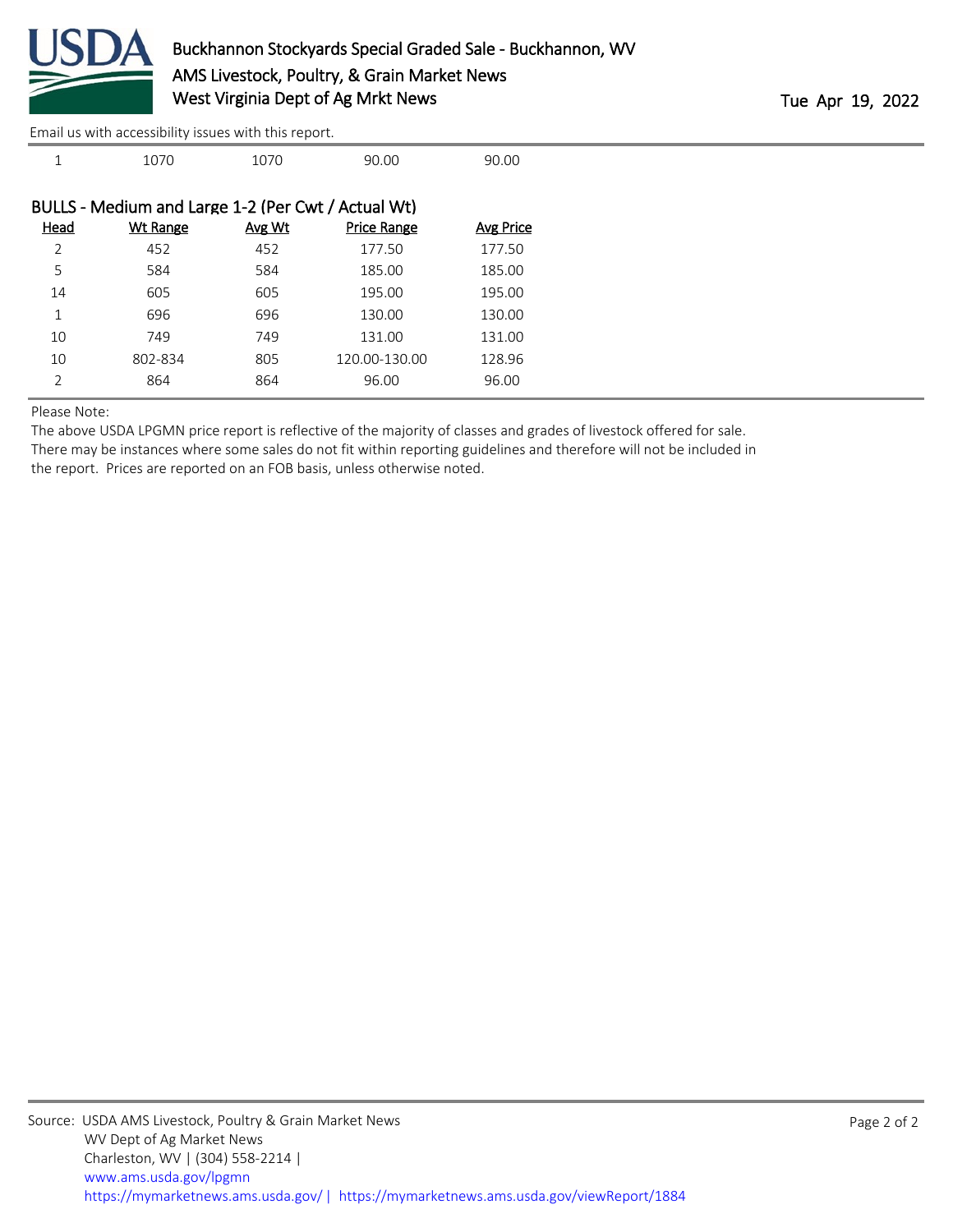| | | | | |
|---|---|---|---|---|
| 1 | 1070 | 1070 | 90.00 | 90.00 |

## BULLS - Medium and Large 1-2 (Per Cwt / Actual Wt)

| Head | Wt Range | Avg Wt | Price Range | Avg Price |
|---|---|---|---|---|
| 2 | 452 | 452 | 177.50 | 177.50 |
| 5 | 584 | 584 | 185.00 | 185.00 |
| 14 | 605 | 605 | 195.00 | 195.00 |
| 1 | 696 | 696 | 130.00 | 130.00 |
| 10 | 749 | 749 | 131.00 | 131.00 |
| 10 | 802-834 | 805 | 120.00-130.00 | 128.96 |
| 2 | 864 | 864 | 96.00 | 96.00 |

Please Note:

The above USDA LPGMN price report is reflective of the majority of classes and grades of livestock offered for sale. There may be instances where some sales do not fit within reporting guidelines and therefore will not be included in the report. Prices are reported on an FOB basis, unless otherwise noted.

Source: USDA AMS Livestock, Poultry & Grain Market News
WV Dept of Ag Market News
Charleston, WV | (304) 558-2214 |
www.ams.usda.gov/lpgmn
https://mymarketnews.ams.usda.gov/ | https://mymarketnews.ams.usda.gov/viewReport/1884